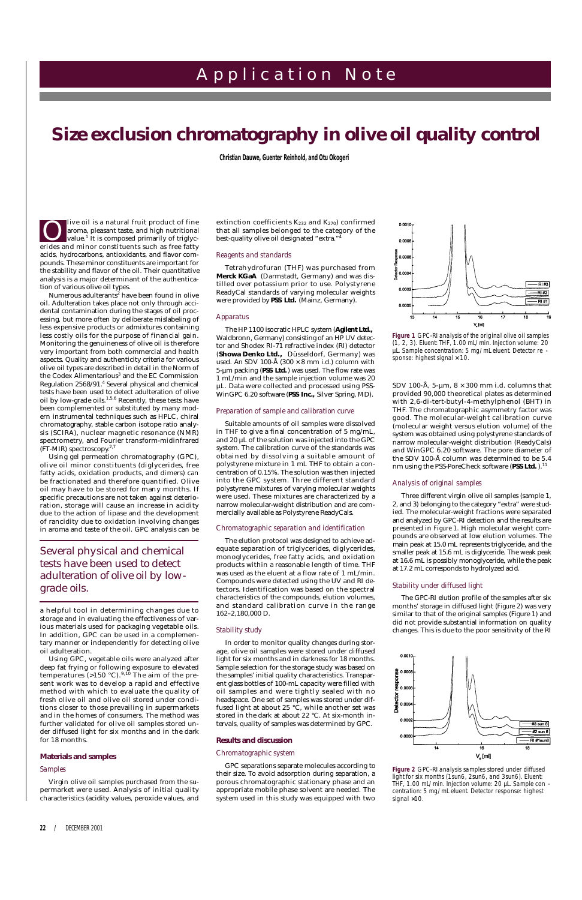# Size exclusion chromatography in olive oil quality control

**Christian Dauwe, Guenter Reinhold, and Otu Okogeri**

Olive oil is a natural fruit product of fine aroma, pleasant taste, and high nutritional value.[1] It is composed primarily of triglycerides and minor constituents such as free fatty acids, hydrocarbons, antioxidants, and flavor compounds. These minor constituents are important for the stability and flavor of the oil. Their quantitative analysis is a major determinant of the authentication of various olive oil types.

Numerous adulterants[2] have been found in olive oil. Adulteration takes place not only through accidental contamination during the stages of oil processing, but more often by deliberate mislabeling of less expensive products or admixtures containing less costly oils for the purpose of financial gain. Monitoring the genuineness of olive oil is therefore very important from both commercial and health aspects. Quality and authenticity criteria for various olive oil types are described in detail in the Norm of the Codex Alimentarious[3] and the EC Commission Regulation 2568/91.[4] Several physical and chemical tests have been used to detect adulteration of olive oil by low-grade oils.[1,5,6] Recently, these tests have been complemented or substituted by many modern instrumental techniques such as HPLC, chiral chromatography, stable carbon isotope ratio analysis (SCIRA), nuclear magnetic resonance (NMR) spectrometry, and Fourier transform-midinfrared (FT-MIR) spectroscopy.[2,7]

Using gel permeation chromatography (GPC), olive oil minor constituents (diglycerides, free fatty acids, oxidation products, and dimers) can be fractionated and therefore quantified. Olive oil may have to be stored for many months. If specific precautions are not taken against deterioration, storage will cause an increase in acidity due to the action of lipase and the development of rancidity due to oxidation involving changes in aroma and taste of the oil. GPC analysis can be a helpful tool in determining changes due to storage and in evaluating the effectiveness of various materials used for packaging vegetable oils. In addition, GPC can be used in a complementary manner or independently for detecting olive oil adulteration.

> Several physical and chemical tests have been used to detect adulteration of olive oil by low-grade oils.

Using GPC, vegetable oils were analyzed after deep fat frying or following exposure to elevated temperatures (>150 °C).[9,10] The aim of the present work was to develop a rapid and effective method with which to evaluate the quality of fresh olive oil and olive oil stored under conditions closer to those prevailing in supermarkets and in the homes of consumers. The method was further validated for olive oil samples stored under diffused light for six months and in the dark for 18 months.

## Materials and samples

### Samples

Virgin olive oil samples purchased from the supermarket were used. Analysis of initial quality characteristics (acidity values, peroxide values, and extinction coefficients $K_{232}$ and $K_{270}$) confirmed that all samples belonged to the category of the best-quality olive oil designated "extra."[4]

### Reagents and standards

Tetrahydrofuran (THF) was purchased from **Merck KGaA** (Darmstadt, Germany) and was distilled over potassium prior to use. Polystyrene ReadyCal standards of varying molecular weights were provided by **PSS Ltd.** (Mainz, Germany).

### Apparatus

The HP 1100 isocratic HPLC system (**Agilent Ltd.,** Waldbronn, Germany) consisting of an HP UV detector and Shodex RI-71 refractive index (RI) detector (**Showa Denko Ltd.,** Düsseldorf, Germany) was used. An SDV 100-Å (300 × 8 mm i.d.) column with 5-µm packing (**PSS Ltd.**) was used. The flow rate was 1 mL/min and the sample injection volume was 20 µL. Data were collected and processed using PSS-WinGPC 6.20 software (**PSS Inc.,** Silver Spring, MD).

### Preparation of sample and calibration curve

Suitable amounts of oil samples were dissolved in THF to give a final concentration of 5 mg/mL, and 20 µL of the solution was injected into the GPC system. The calibration curve of the standards was obtained by dissolving a suitable amount of polystyrene mixture in 1 mL THF to obtain a concentration of 0.15%. The solution was then injected into the GPC system. Three different standard polystyrene mixtures of varying molecular weights were used. These mixtures are characterized by a narrow molecular-weight distribution and are commercially available as Polystyrene ReadyCals.

### Chromatographic separation and identification

The elution protocol was designed to achieve adequate separation of triglycerides, diglycerides, monoglycerides, free fatty acids, and oxidation products within a reasonable length of time. THF was used as the eluent at a flow rate of 1 mL/min. Compounds were detected using the UV and RI detectors. Identification was based on the spectral characteristics of the compounds, elution volumes, and standard calibration curve in the range 162–2,180,000 D.

### Stability study

In order to monitor quality changes during storage, olive oil samples were stored under diffused light for six months and in darkness for 18 months. Sample selection for the storage study was based on the samples' initial quality characteristics. Transparent glass bottles of 100-mL capacity were filled with oil samples and were tightly sealed with no headspace. One set of samples was stored under diffused light at about 25 °C, while another set was stored in the dark at about 22 °C. At six-month intervals, quality of samples was determined by GPC.

## Results and discussion

### Chromatographic system

GPC separations separate molecules according to their size. To avoid adsorption during separation, a porous chromatographic stationary phase and an appropriate mobile phase solvent are needed. The system used in this study was equipped with two SDV 100-Å, 5-µm, 8 × 300 mm i.d. columns that provided 90,000 theoretical plates as determined with 2,6-di-tert-butyl-4-methylphenol (BHT) in THF. The chromatographic asymmetry factor was good. The molecular-weight calibration curve (molecular weight versus elution volume) of the system was obtained using polystyrene standards of narrow molecular-weight distribution (ReadyCals) and WinGPC 6.20 software. The pore diameter of the SDV 100-Å column was determined to be 5.4 nm using the PSS-PoreCheck software (**PSS Ltd.**).[11]

**Figure 1** GPC-RI analysis of the original olive oil samples (1, 2, 3). Eluent: THF, 1.00 mL/min. Injection volume: 20 µL. Sample concentration: 5 mg/mL eluent. Detector response: highest signal × 10.

### Analysis of original samples

Three different virgin olive oil samples (sample 1, 2, and 3) belonging to the category "extra" were studied. The molecular-weight fractions were separated and analyzed by GPC-RI detection and the results are presented in Figure 1. High molecular weight compounds are observed at low elution volumes. The main peak at 15.0 mL represents triglyceride, and the smaller peak at 15.6 mL is diglyceride. The weak peak at 16.6 mL is possibly monoglyceride, while the peak at 17.2 mL corresponds to hydrolyzed acid.

### Stability under diffused light

The GPC-RI elution profile of the samples after six months' storage in diffused light (Figure 2) was very similar to that of the original samples (Figure 1) and did not provide substantial information on quality changes. This is due to the poor sensitivity of the RI

**Figure 2** GPC-RI analysis samples stored under diffused light for six months (1sun6, 2sun6, and 3sun6). Eluent: THF, 1.00 mL/min. Injection volume: 20 µL. Sample concentration: 5 mg/mL eluent. Detector response: highest signal ×10.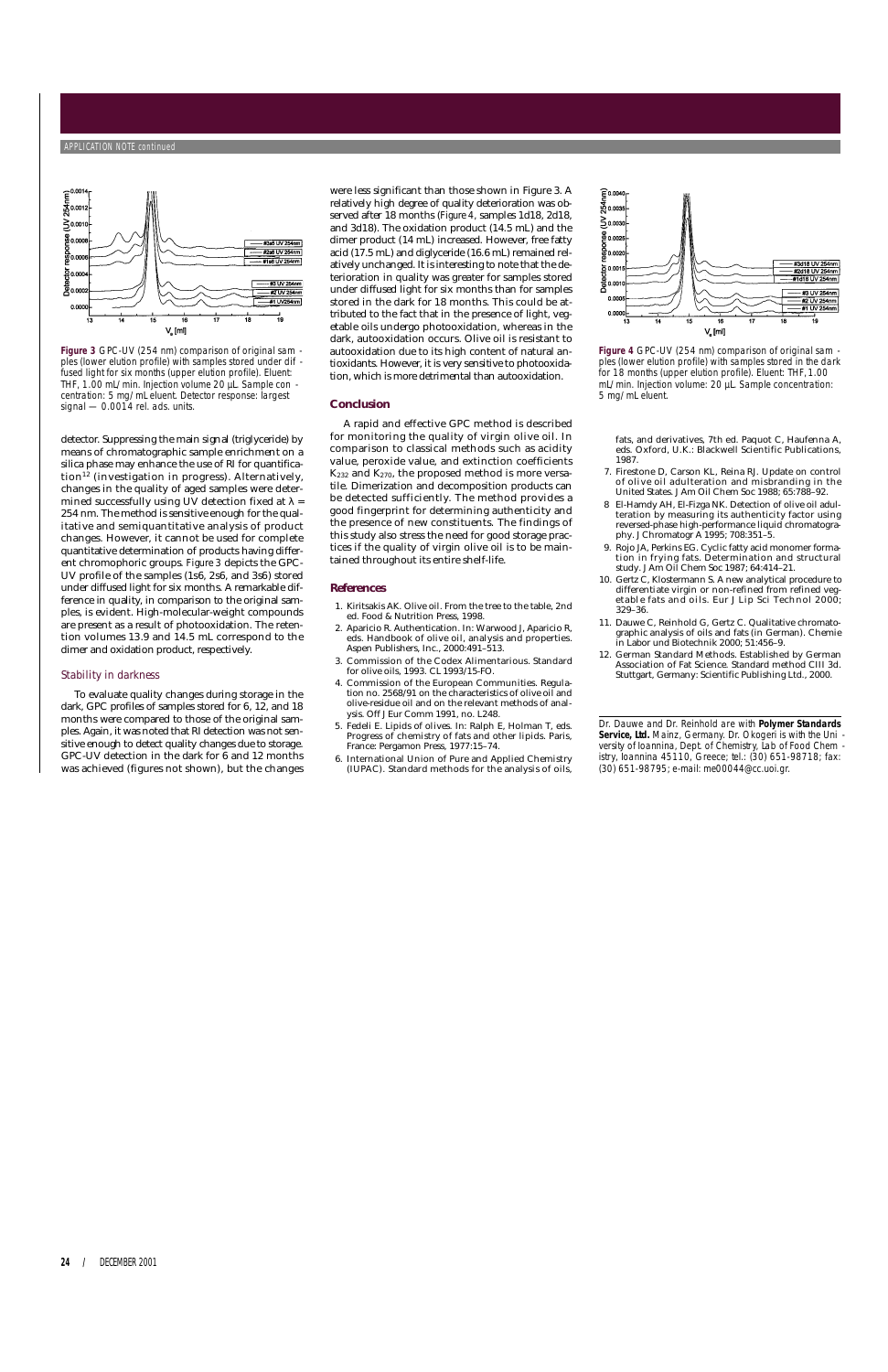Detector response (UV 254nm)
0.0014
0.0012
0.0010
0.0008
0.0006
0.0004
0.0002
0.0000
13
14
15
16
17
18
19
$V_e$ [ml]
#3s6 UV 254nm
#2s6 UV 254nm
#1s6 UV 254nm
#3 UV 254nm
#2 UV 254nm
#1 UV254nm

**Figure 3** *GPC-UV (254 nm) comparison of original samples (lower elution profile) with samples stored under diffused light for six months (upper elution profile). Eluent: THF, 1.00 mL/min. Injection volume 20 μL. Sample concentration: 5 mg/mL eluent. Detector response: largest signal — 0.0014 rel. ads. units.*

detector. Suppressing the main signal (triglyceride) by means of chromatographic sample enrichment on a silica phase may enhance the use of RI for quantification[12] (investigation in progress). Alternatively, changes in the quality of aged samples were determined successfully using UV detection fixed at $\lambda$ = 254 nm. The method is sensitive enough for the qualitative and semiquantitative analysis of product changes. However, it cannot be used for complete quantitative determination of products having different chromophoric groups. Figure 3 depicts the GPC-UV profile of the samples (1s6, 2s6, and 3s6) stored under diffused light for six months. A remarkable difference in quality, in comparison to the original samples, is evident. High-molecular-weight compounds are present as a result of photooxidation. The retention volumes 13.9 and 14.5 mL correspond to the dimer and oxidation product, respectively.

### Stability in darkness

To evaluate quality changes during storage in the dark, GPC profiles of samples stored for 6, 12, and 18 months were compared to those of the original samples. Again, it was noted that RI detection was not sensitive enough to detect quality changes due to storage. GPC-UV detection in the dark for 6 and 12 months was achieved (figures not shown), but the changes were less significant than those shown in Figure 3. A relatively high degree of quality deterioration was observed after 18 months (Figure 4, samples 1d18, 2d18, and 3d18). The oxidation product (14.5 mL) and the dimer product (14 mL) increased. However, free fatty acid (17.5 mL) and diglyceride (16.6 mL) remained relatively unchanged. It is interesting to note that the deterioration in quality was greater for samples stored under diffused light for six months than for samples stored in the dark for 18 months. This could be attributed to the fact that in the presence of light, vegetable oils undergo photooxidation, whereas in the dark, autooxidation occurs. Olive oil is resistant to autooxidation due to its high content of natural antioxidants. However, it is very sensitive to photooxidation, which is more detrimental than autooxidation.

## Conclusion

A rapid and effective GPC method is described for monitoring the quality of virgin olive oil. In comparison to classical methods such as acidity value, peroxide value, and extinction coefficients $K_{232}$ and $K_{270}$, the proposed method is more versatile. Dimerization and decomposition products can be detected sufficiently. The method provides a good fingerprint for determining authenticity and the presence of new constituents. The findings of this study also stress the need for good storage practices if the quality of virgin olive oil is to be maintained throughout its entire shelf-life.

Detector response (UV 254nm)
0.0040
0.0035
0.0030
0.0025
0.0020
0.0015
0.0010
0.0005
0.0000
13
14
15
16
17
18
19
$V_e$ [ml]
#3d18 UV 254nm
#2d18 UV 254nm
#1d18 UV 254nm
#3 UV 254nm
#2 UV 254nm
#1 UV 254nm

**Figure 4** *GPC-UV (254 nm) comparison of original samples (lower elution profile) with samples stored in the dark for 18 months (upper elution profile). Eluent: THF, 1.00 mL/min. Injection volume: 20 μL. Sample concentration: 5 mg/mL eluent.*

## References

1. Kiritsakis AK. Olive oil. From the tree to the table, 2nd ed. Food & Nutrition Press, 1998.
2. Aparicio R. Authentication. In: Warwood J, Aparicio R, eds. Handbook of olive oil, analysis and properties. Aspen Publishers, Inc., 2000:491–513.
3. Commission of the Codex Alimentarious. Standard for olive oils, 1993. CL 1993/15-FO.
4. Commission of the European Communities. Regulation no. 2568/91 on the characteristics of olive oil and olive-residue oil and on the relevant methods of analysis. Off J Eur Comm 1991, no. L248.
5. Fedeli E. Lipids of olives. In: Ralph E, Holman T, eds. Progress of chemistry of fats and other lipids. Paris, France: Pergamon Press, 1977:15–74.
6. International Union of Pure and Applied Chemistry (IUPAC). Standard methods for the analysis of oils, fats, and derivatives, 7th ed. Paquot C, Haufenna A, eds. Oxford, U.K.: Blackwell Scientific Publications, 1987.
7. Firestone D, Carson KL, Reina RJ. Update on control of olive oil adulteration and misbranding in the United States. J Am Oil Chem Soc 1988; 65:788–92.
8. El-Hamdy AH, El-Fizga NK. Detection of olive oil adulteration by measuring its authenticity factor using reversed-phase high-performance liquid chromatography. J Chromatogr A 1995; 708:351–5.
9. Rojo JA, Perkins EG. Cyclic fatty acid monomer formation in frying fats. Determination and structural study. J Am Oil Chem Soc 1987; 64:414–21.
10. Gertz C, Klostermann S. A new analytical procedure to differentiate virgin or non-refined from refined vegetable fats and oils. Eur J Lip Sci Technol 2000; 329–36.
11. Dauwe C, Reinhold G, Gertz C. Qualitative chromatographic analysis of oils and fats (in German). Chemie in Labor und Biotechnik 2000; 51:456–9.
12. German Standard Methods. Established by German Association of Fat Science. Standard method CIII 3d. Stuttgart, Germany: Scientific Publishing Ltd., 2000.

*Dr. Dauwe and Dr. Reinhold are with* ***Polymer Standards Service, Ltd.*** *Mainz, Germany. Dr. Okogeri is with the University of Ioannina, Dept. of Chemistry, Lab of Food Chemistry, Ioannina 45110, Greece; tel.: (30) 651-98718; fax: (30) 651-98795; e-mail: me00044@cc.uoi.gr.*